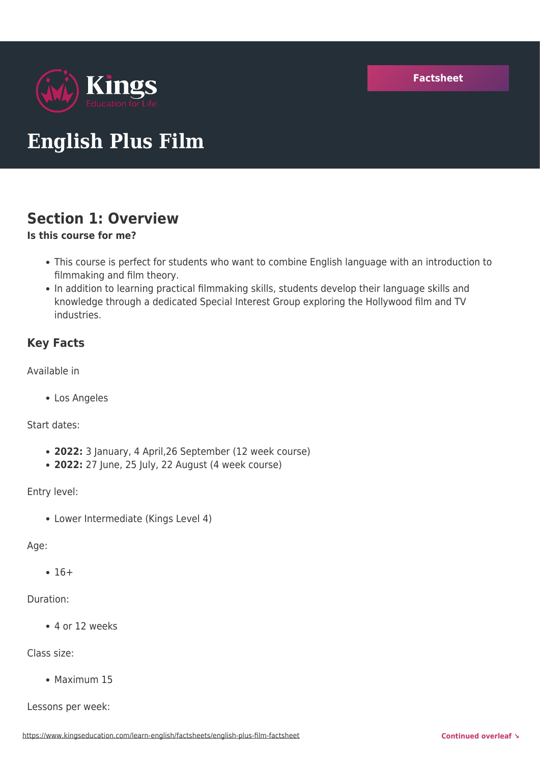Kings
Education for Life

Factsheet

# English Plus Film

## Section 1: Overview

**Is this course for me?**

- This course is perfect for students who want to combine English language with an introduction to filmmaking and film theory.
- In addition to learning practical filmmaking skills, students develop their language skills and knowledge through a dedicated Special Interest Group exploring the Hollywood film and TV industries.

### Key Facts

Available in

- Los Angeles

Start dates:

- **2022:** 3 January, 4 April,26 September (12 week course)
- **2022:** 27 June, 25 July, 22 August (4 week course)

Entry level:

- Lower Intermediate (Kings Level 4)

Age:

- 16+

Duration:

- 4 or 12 weeks

Class size:

- Maximum 15

Lessons per week: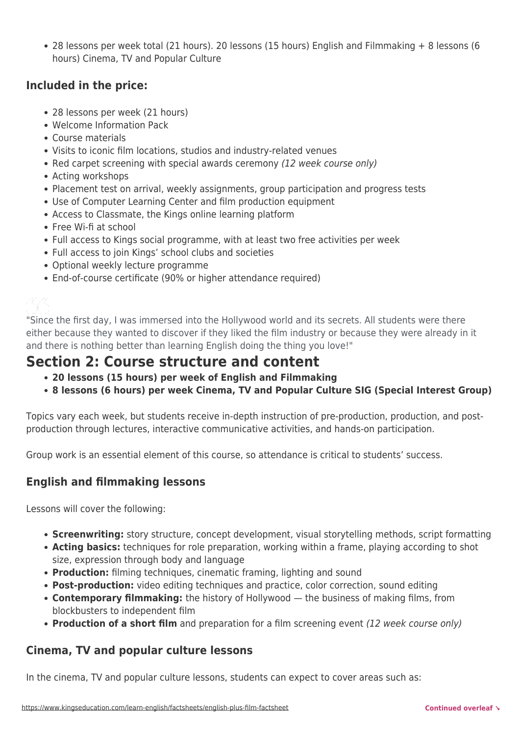- 28 lessons per week total (21 hours). 20 lessons (15 hours) English and Filmmaking + 8 lessons (6 hours) Cinema, TV and Popular Culture

### Included in the price:

- 28 lessons per week (21 hours)
- Welcome Information Pack
- Course materials
- Visits to iconic film locations, studios and industry-related venues
- Red carpet screening with special awards ceremony *(12 week course only)*
- Acting workshops
- Placement test on arrival, weekly assignments, group participation and progress tests
- Use of Computer Learning Center and film production equipment
- Access to Classmate, the Kings online learning platform
- Free Wi-fi at school
- Full access to Kings social programme, with at least two free activities per week
- Full access to join Kings' school clubs and societies
- Optional weekly lecture programme
- End-of-course certificate (90% or higher attendance required)

"Since the first day, I was immersed into the Hollywood world and its secrets. All students were there either because they wanted to discover if they liked the film industry or because they were already in it and there is nothing better than learning English doing the thing you love!"

## Section 2: Course structure and content

- **20 lessons (15 hours) per week of English and Filmmaking**
- **8 lessons (6 hours) per week Cinema, TV and Popular Culture SIG (Special Interest Group)**

Topics vary each week, but students receive in-depth instruction of pre-production, production, and post-production through lectures, interactive communicative activities, and hands-on participation.

Group work is an essential element of this course, so attendance is critical to students' success.

### English and filmmaking lessons

Lessons will cover the following:

- **Screenwriting:** story structure, concept development, visual storytelling methods, script formatting
- **Acting basics:** techniques for role preparation, working within a frame, playing according to shot size, expression through body and language
- **Production:** filming techniques, cinematic framing, lighting and sound
- **Post-production:** video editing techniques and practice, color correction, sound editing
- **Contemporary filmmaking:** the history of Hollywood — the business of making films, from blockbusters to independent film
- **Production of a short film** and preparation for a film screening event *(12 week course only)*

### Cinema, TV and popular culture lessons

In the cinema, TV and popular culture lessons, students can expect to cover areas such as: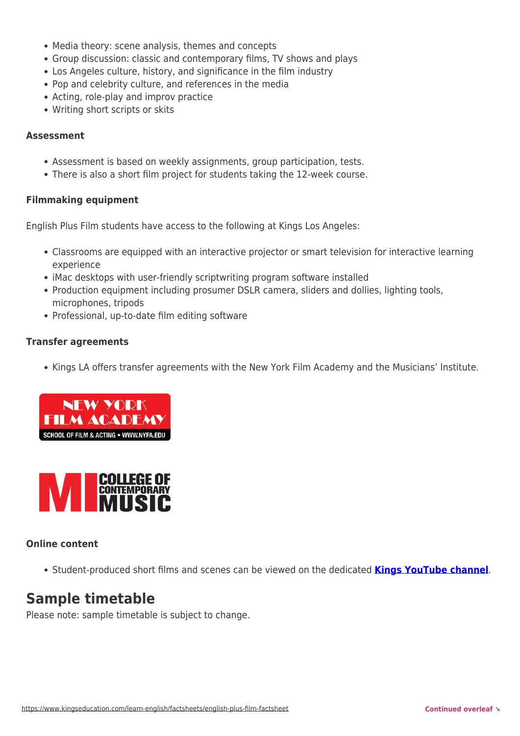- Media theory: scene analysis, themes and concepts
- Group discussion: classic and contemporary films, TV shows and plays
- Los Angeles culture, history, and significance in the film industry
- Pop and celebrity culture, and references in the media
- Acting, role-play and improv practice
- Writing short scripts or skits

#### Assessment

- Assessment is based on weekly assignments, group participation, tests.
- There is also a short film project for students taking the 12-week course.

#### Filmmaking equipment

English Plus Film students have access to the following at Kings Los Angeles:

- Classrooms are equipped with an interactive projector or smart television for interactive learning experience
- iMac desktops with user-friendly scriptwriting program software installed
- Production equipment including prosumer DSLR camera, sliders and dollies, lighting tools, microphones, tripods
- Professional, up-to-date film editing software

#### Transfer agreements

- Kings LA offers transfer agreements with the New York Film Academy and the Musicians' Institute.

NEW YORK FILM ACADEMY
SCHOOL OF FILM & ACTING • WWW.NYFA.EDU

MI COLLEGE OF CONTEMPORARY MUSIC

#### Online content

- Student-produced short films and scenes can be viewed on the dedicated **Kings YouTube channel**.

## Sample timetable

Please note: sample timetable is subject to change.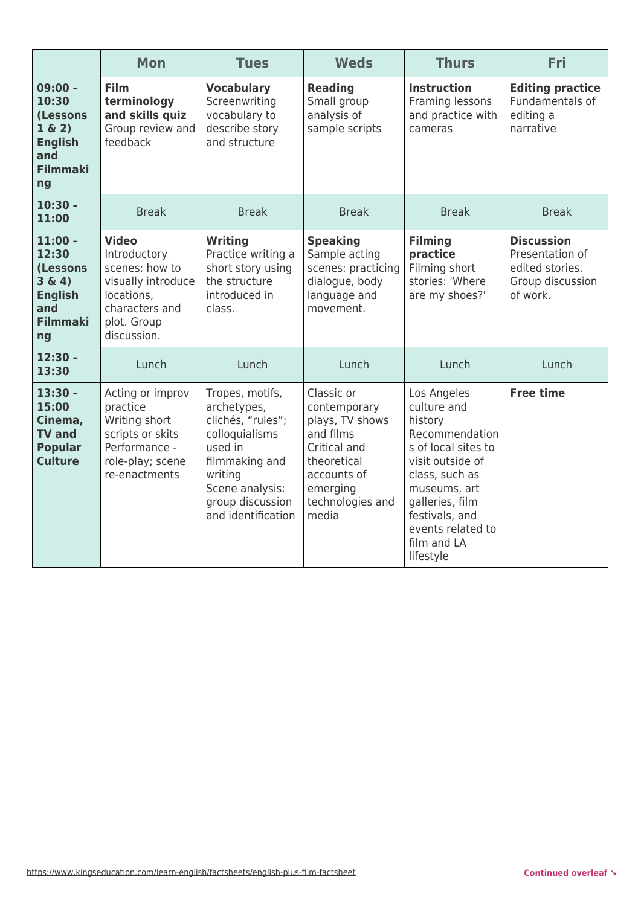| | Mon | Tues | Weds | Thurs | Fri |
|---|---|---|---|---|---|
| **09:00 – 10:30 (Lessons 1 & 2) English and Filmmaking** | **Film terminology and skills quiz** Group review and feedback | **Vocabulary** Screenwriting vocabulary to describe story and structure | **Reading** Small group analysis of sample scripts | **Instruction** Framing lessons and practice with cameras | **Editing practice** Fundamentals of editing a narrative |
| **10:30 – 11:00** | Break | Break | Break | Break | Break |
| **11:00 – 12:30 (Lessons 3 & 4) English and Filmmaking** | **Video** Introductory scenes: how to visually introduce locations, characters and plot. Group discussion. | **Writing** Practice writing a short story using the structure introduced in class. | **Speaking** Sample acting scenes: practicing dialogue, body language and movement. | **Filming practice** Filming short stories: 'Where are my shoes?' | **Discussion** Presentation of edited stories. Group discussion of work. |
| **12:30 – 13:30** | Lunch | Lunch | Lunch | Lunch | Lunch |
| **13:30 – 15:00 Cinema, TV and Popular Culture** | Acting or improv practice Writing short scripts or skits Performance - role-play; scene re-enactments | Tropes, motifs, archetypes, clichés, "rules"; colloquialisms used in filmmaking and writing Scene analysis: group discussion and identification | Classic or contemporary plays, TV shows and films Critical and theoretical accounts of emerging technologies and media | Los Angeles culture and history Recommendations of local sites to visit outside of class, such as museums, art galleries, film festivals, and events related to film and LA lifestyle | **Free time** |

https://www.kingseducation.com/learn-english/factsheets/english-plus-film-factsheet

**Continued overleaf ↘**